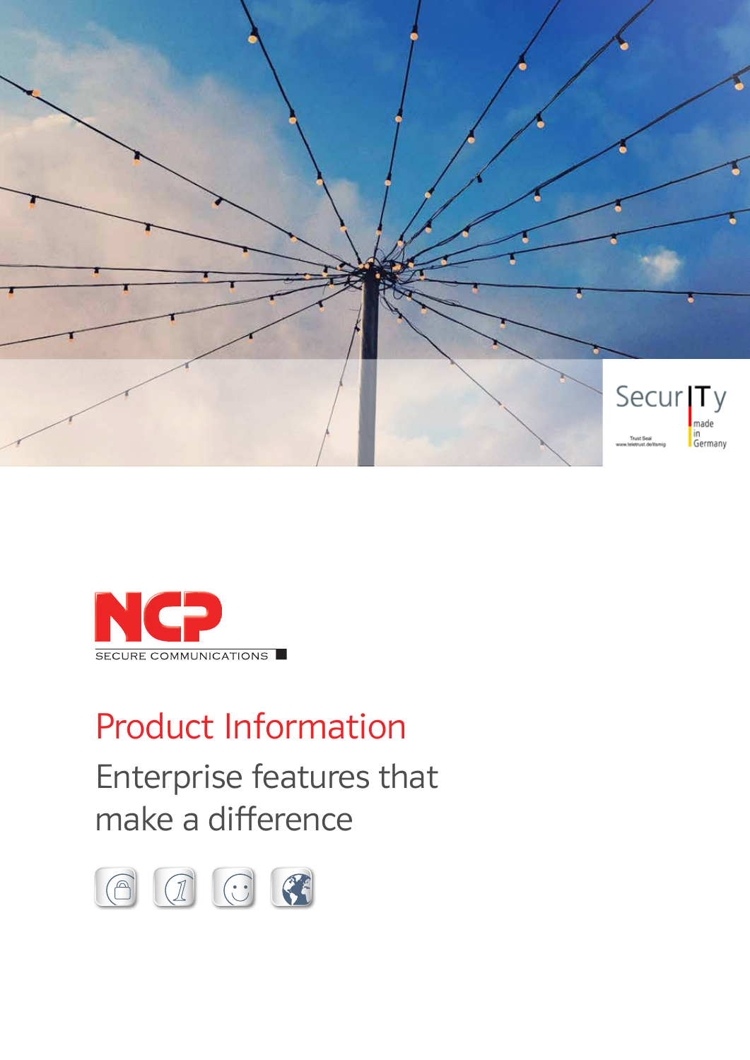SecurITy made in Germany

Trust Seal www.teletrust.de/itsmig

NCP SECURE COMMUNICATIONS

# Product Information

## Enterprise features that make a difference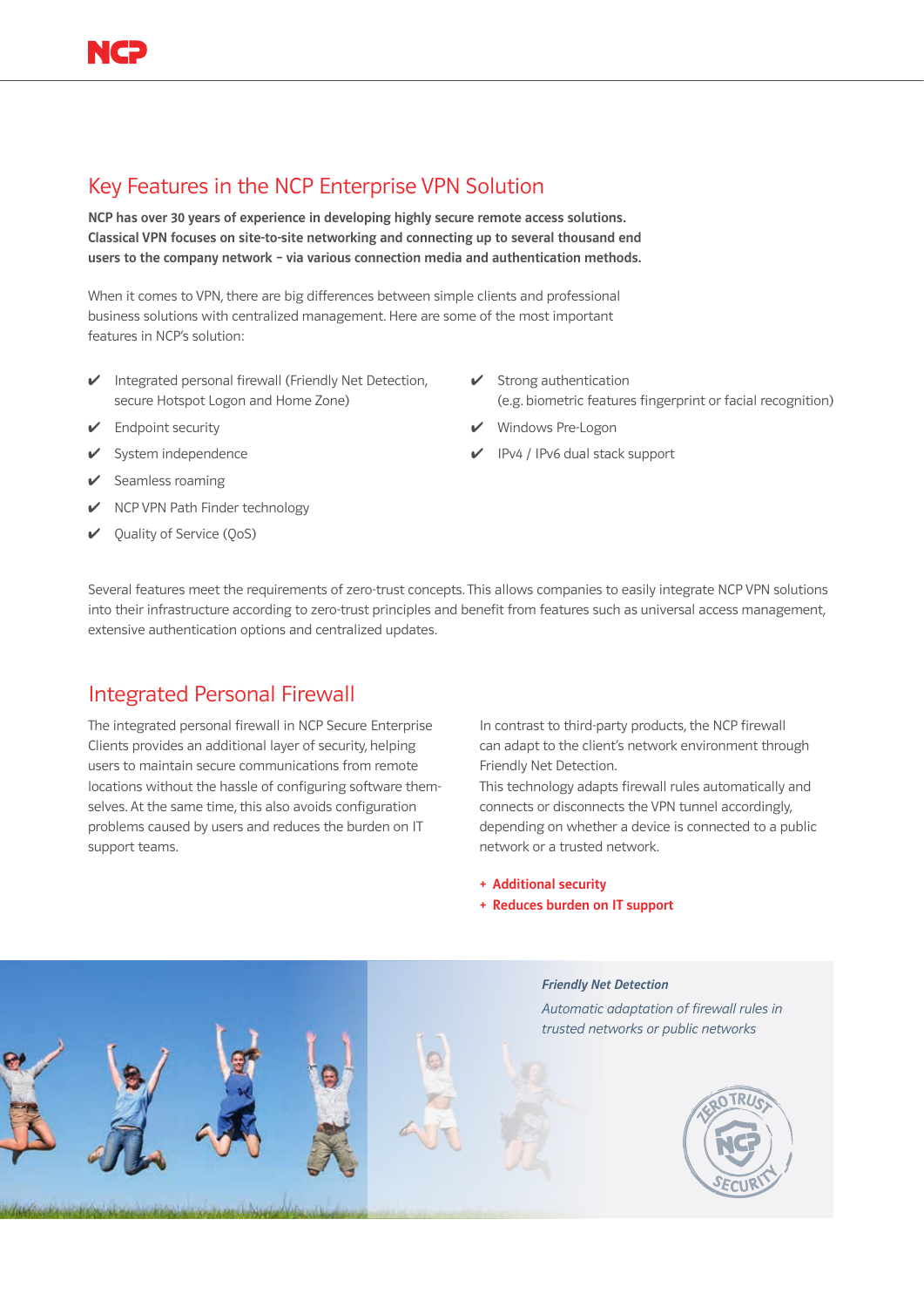## Key Features in the NCP Enterprise VPN Solution

**NCP has over 30 years of experience in developing highly secure remote access solutions. Classical VPN focuses on site-to-site networking and connecting up to several thousand end users to the company network – via various connection media and authentication methods.**

When it comes to VPN, there are big differences between simple clients and professional business solutions with centralized management. Here are some of the most important features in NCP's solution:

- ✔ Integrated personal firewall (Friendly Net Detection, secure Hotspot Logon and Home Zone)
- ✔ Endpoint security
- ✔ System independence
- ✔ Seamless roaming
- ✔ NCP VPN Path Finder technology
- ✔ Quality of Service (QoS)
- ✔ Strong authentication (e.g. biometric features fingerprint or facial recognition)
- ✔ Windows Pre-Logon
- ✔ IPv4 / IPv6 dual stack support

Several features meet the requirements of zero-trust concepts. This allows companies to easily integrate NCP VPN solutions into their infrastructure according to zero-trust principles and benefit from features such as universal access management, extensive authentication options and centralized updates.

## Integrated Personal Firewall

The integrated personal firewall in NCP Secure Enterprise Clients provides an additional layer of security, helping users to maintain secure communications from remote locations without the hassle of configuring software themselves. At the same time, this also avoids configuration problems caused by users and reduces the burden on IT support teams.

In contrast to third-party products, the NCP firewall can adapt to the client's network environment through Friendly Net Detection.
This technology adapts firewall rules automatically and connects or disconnects the VPN tunnel accordingly, depending on whether a device is connected to a public network or a trusted network.

**+ Additional security**
**+ Reduces burden on IT support**

***Friendly Net Detection***

*Automatic adaptation of firewall rules in trusted networks or public networks*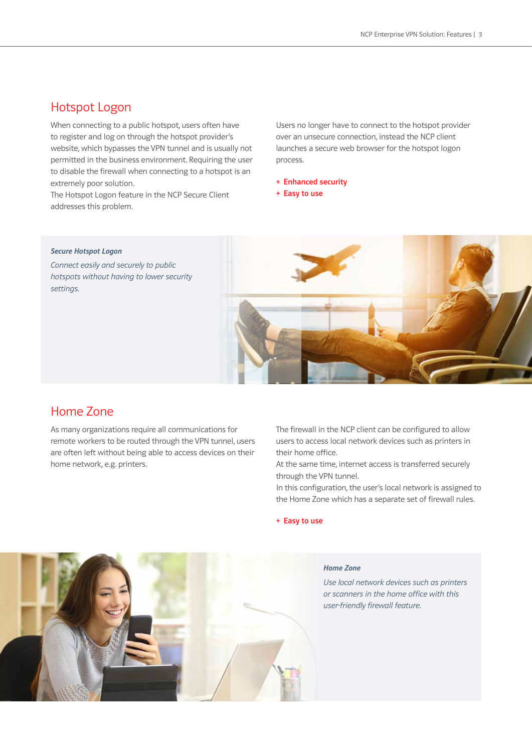## Hotspot Logon

When connecting to a public hotspot, users often have to register and log on through the hotspot provider's website, which bypasses the VPN tunnel and is usually not permitted in the business environment. Requiring the user to disable the firewall when connecting to a hotspot is an extremely poor solution.
The Hotspot Logon feature in the NCP Secure Client addresses this problem.

Users no longer have to connect to the hotspot provider over an unsecure connection, instead the NCP client launches a secure web browser for the hotspot logon process.

- **Enhanced security**
- **Easy to use**

***Secure Hotspot Logon***

*Connect easily and securely to public hotspots without having to lower security settings.*

## Home Zone

As many organizations require all communications for remote workers to be routed through the VPN tunnel, users are often left without being able to access devices on their home network, e.g. printers.

The firewall in the NCP client can be configured to allow users to access local network devices such as printers in their home office.
At the same time, internet access is transferred securely through the VPN tunnel.
In this configuration, the user's local network is assigned to the Home Zone which has a separate set of firewall rules.

- **Easy to use**

***Home Zone***

*Use local network devices such as printers or scanners in the home office with this user-friendly firewall feature.*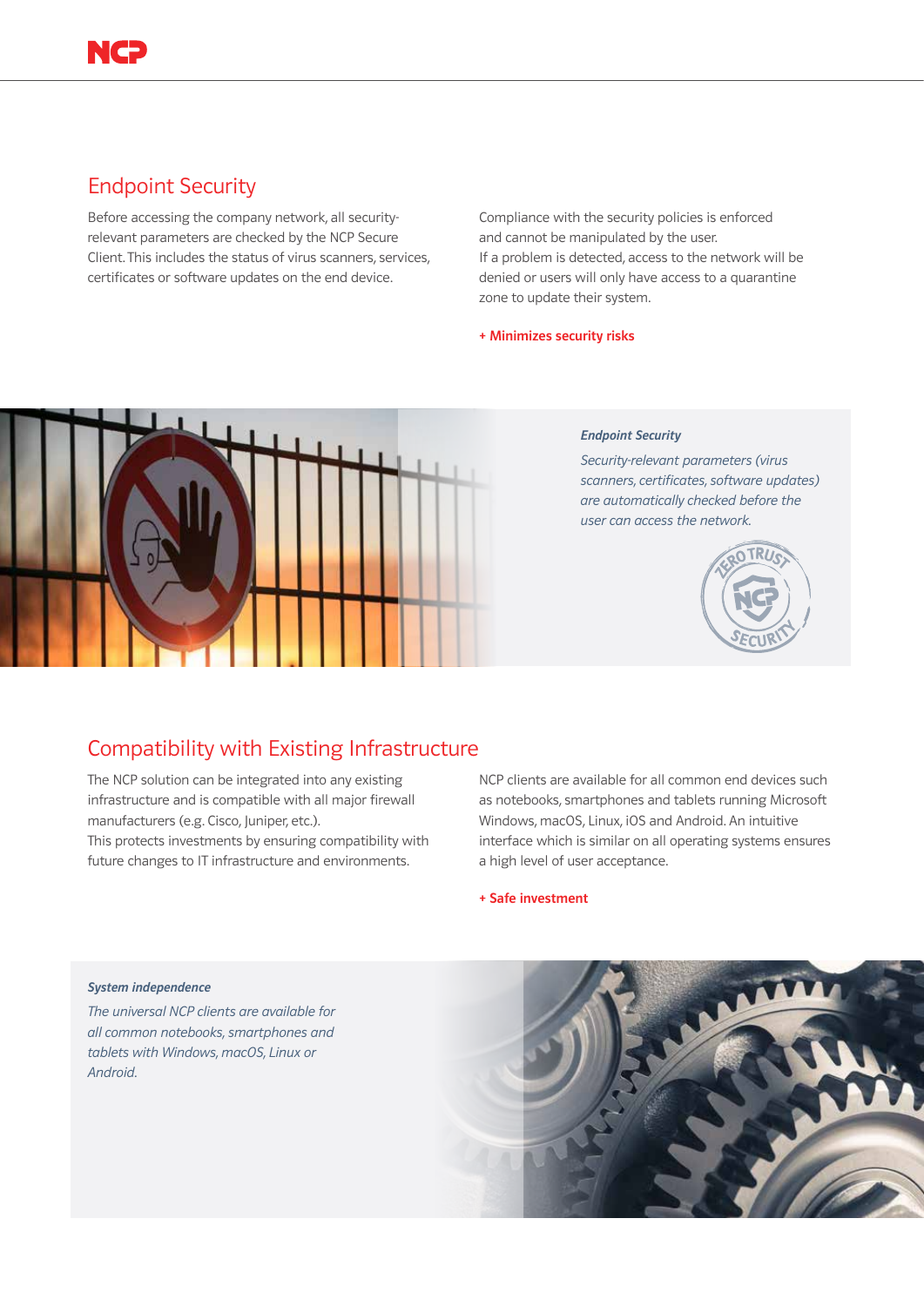## Endpoint Security

Before accessing the company network, all security-relevant parameters are checked by the NCP Secure Client. This includes the status of virus scanners, services, certificates or software updates on the end device.

Compliance with the security policies is enforced and cannot be manipulated by the user.
If a problem is detected, access to the network will be denied or users will only have access to a quarantine zone to update their system.

**+ Minimizes security risks**

***Endpoint Security***

*Security-relevant parameters (virus scanners, certificates, software updates) are automatically checked before the user can access the network.*

## Compatibility with Existing Infrastructure

The NCP solution can be integrated into any existing infrastructure and is compatible with all major firewall manufacturers (e.g. Cisco, Juniper, etc.).
This protects investments by ensuring compatibility with future changes to IT infrastructure and environments.

NCP clients are available for all common end devices such as notebooks, smartphones and tablets running Microsoft Windows, macOS, Linux, iOS and Android. An intuitive interface which is similar on all operating systems ensures a high level of user acceptance.

**+ Safe investment**

***System independence***

*The universal NCP clients are available for all common notebooks, smartphones and tablets with Windows, macOS, Linux or Android.*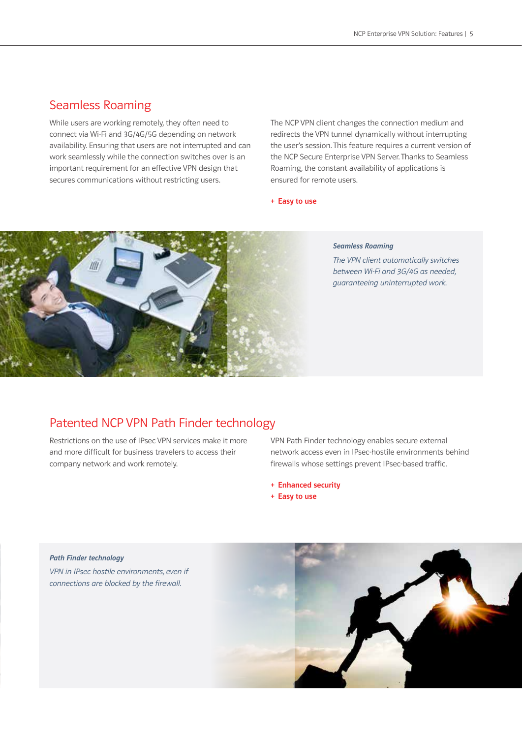## Seamless Roaming

While users are working remotely, they often need to connect via Wi-Fi and 3G/4G/5G depending on network availability. Ensuring that users are not interrupted and can work seamlessly while the connection switches over is an important requirement for an effective VPN design that secures communications without restricting users.

The NCP VPN client changes the connection medium and redirects the VPN tunnel dynamically without interrupting the user's session. This feature requires a current version of the NCP Secure Enterprise VPN Server. Thanks to Seamless Roaming, the constant availability of applications is ensured for remote users.

**+ Easy to use**

***Seamless Roaming***

*The VPN client automatically switches between Wi-Fi and 3G/4G as needed, guaranteeing uninterrupted work.*

## Patented NCP VPN Path Finder technology

Restrictions on the use of IPsec VPN services make it more and more difficult for business travelers to access their company network and work remotely.

VPN Path Finder technology enables secure external network access even in IPsec-hostile environments behind firewalls whose settings prevent IPsec-based traffic.

**+ Enhanced security**
**+ Easy to use**

***Path Finder technology***

*VPN in IPsec hostile environments, even if connections are blocked by the firewall.*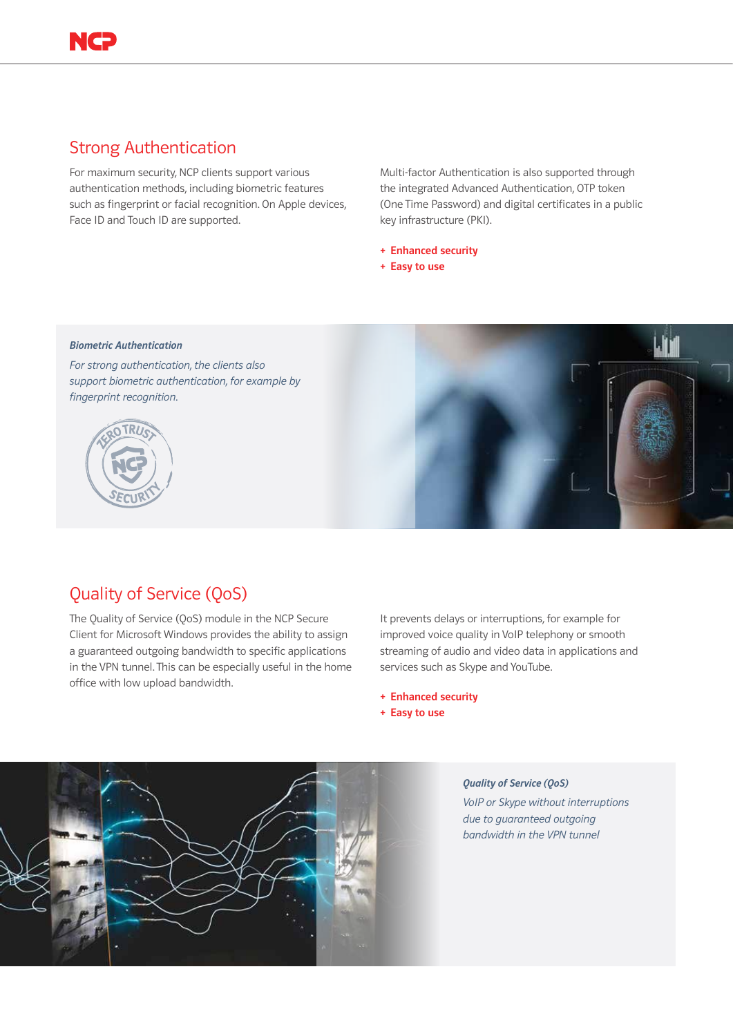## Strong Authentication

For maximum security, NCP clients support various authentication methods, including biometric features such as fingerprint or facial recognition. On Apple devices, Face ID and Touch ID are supported.

Multi-factor Authentication is also supported through the integrated Advanced Authentication, OTP token (One Time Password) and digital certificates in a public key infrastructure (PKI).

+ **Enhanced security**
+ **Easy to use**

***Biometric Authentication***

*For strong authentication, the clients also support biometric authentication, for example by fingerprint recognition.*

## Quality of Service (QoS)

The Quality of Service (QoS) module in the NCP Secure Client for Microsoft Windows provides the ability to assign a guaranteed outgoing bandwidth to specific applications in the VPN tunnel. This can be especially useful in the home office with low upload bandwidth.

It prevents delays or interruptions, for example for improved voice quality in VoIP telephony or smooth streaming of audio and video data in applications and services such as Skype and YouTube.

+ **Enhanced security**
+ **Easy to use**

***Quality of Service (QoS)***

*VoIP or Skype without interruptions due to guaranteed outgoing bandwidth in the VPN tunnel*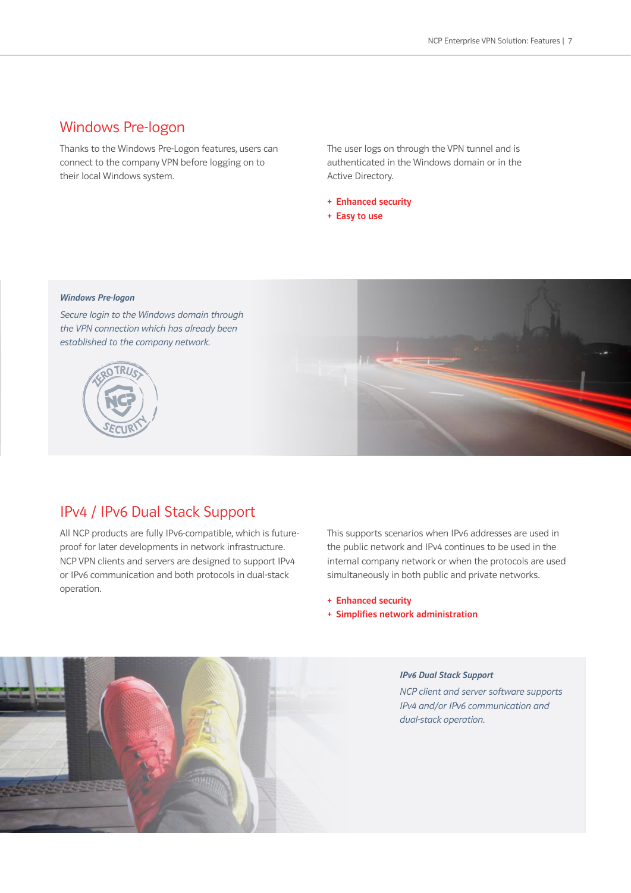## Windows Pre-logon

Thanks to the Windows Pre-Logon features, users can connect to the company VPN before logging on to their local Windows system.

The user logs on through the VPN tunnel and is authenticated in the Windows domain or in the Active Directory.

+ **Enhanced security**
+ **Easy to use**

***Windows Pre-logon***

*Secure login to the Windows domain through the VPN connection which has already been established to the company network.*

## IPv4 / IPv6 Dual Stack Support

All NCP products are fully IPv6-compatible, which is future-proof for later developments in network infrastructure. NCP VPN clients and servers are designed to support IPv4 or IPv6 communication and both protocols in dual-stack operation.

This supports scenarios when IPv6 addresses are used in the public network and IPv4 continues to be used in the internal company network or when the protocols are used simultaneously in both public and private networks.

+ **Enhanced security**
+ **Simplifies network administration**

***IPv6 Dual Stack Support***

*NCP client and server software supports IPv4 and/or IPv6 communication and dual-stack operation.*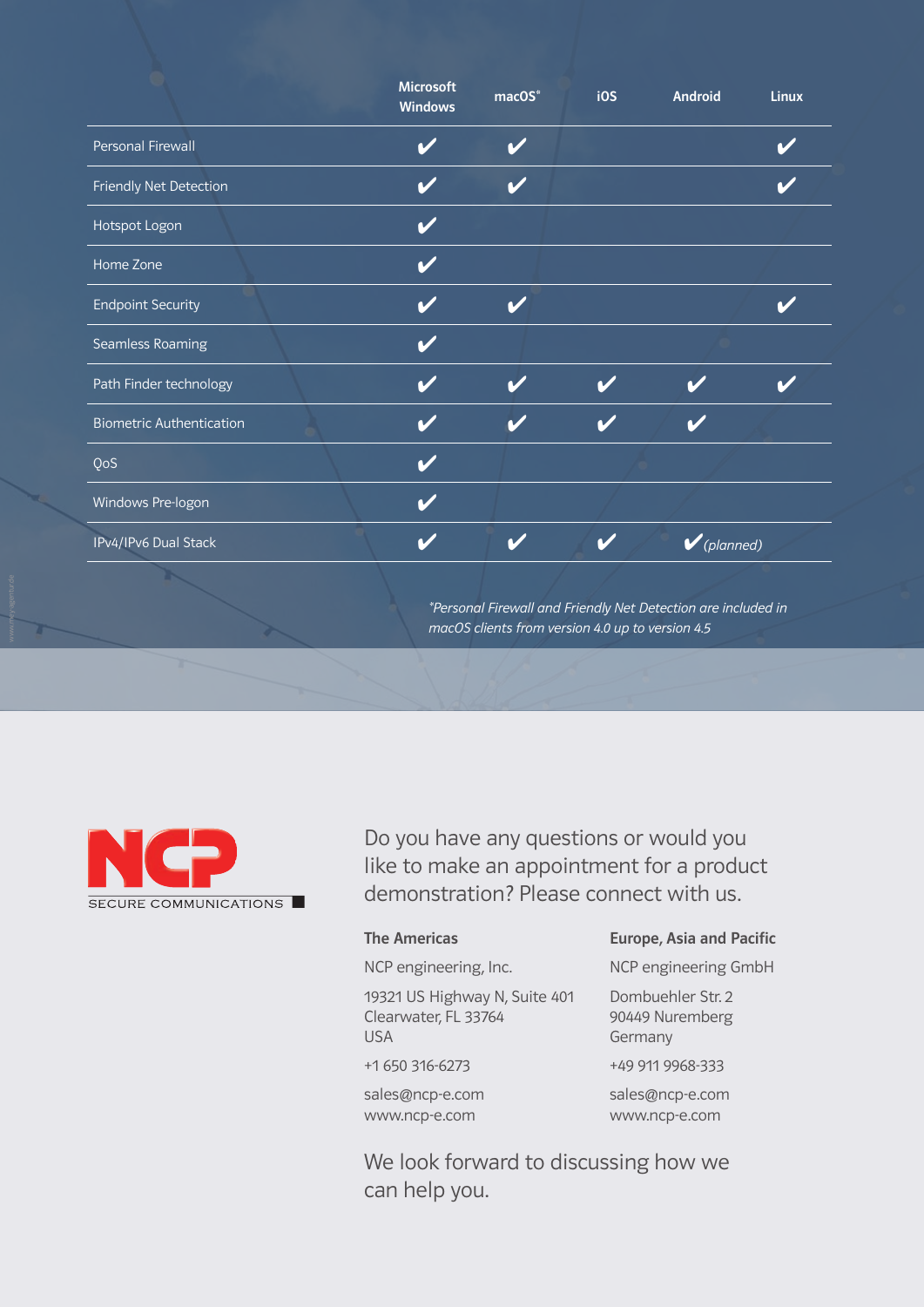| | Microsoft Windows | macOS* | iOS | Android | Linux |
|---|---|---|---|---|---|
| Personal Firewall | ✔ | ✔ | | | ✔ |
| Friendly Net Detection | ✔ | ✔ | | | ✔ |
| Hotspot Logon | ✔ | | | | |
| Home Zone | ✔ | | | | |
| Endpoint Security | ✔ | ✔ | | | ✔ |
| Seamless Roaming | ✔ | | | | |
| Path Finder technology | ✔ | ✔ | ✔ | ✔ | ✔ |
| Biometric Authentication | ✔ | ✔ | ✔ | ✔ | |
| QoS | ✔ | | | | |
| Windows Pre-logon | ✔ | | | | |
| IPv4/IPv6 Dual Stack | ✔ | ✔ | ✔ | ✔ *(planned)* | |

**Personal Firewall and Friendly Net Detection are included in macOS clients from version 4.0 up to version 4.5*

NCP SECURE COMMUNICATIONS

Do you have any questions or would you like to make an appointment for a product demonstration? Please connect with us.

**The Americas**

NCP engineering, Inc.

19321 US Highway N, Suite 401
Clearwater, FL 33764
USA

+1 650 316-6273

sales@ncp-e.com
www.ncp-e.com

**Europe, Asia and Pacific**

NCP engineering GmbH

Dombuehler Str. 2
90449 Nuremberg
Germany

+49 911 9968-333

sales@ncp-e.com
www.ncp-e.com

We look forward to discussing how we can help you.